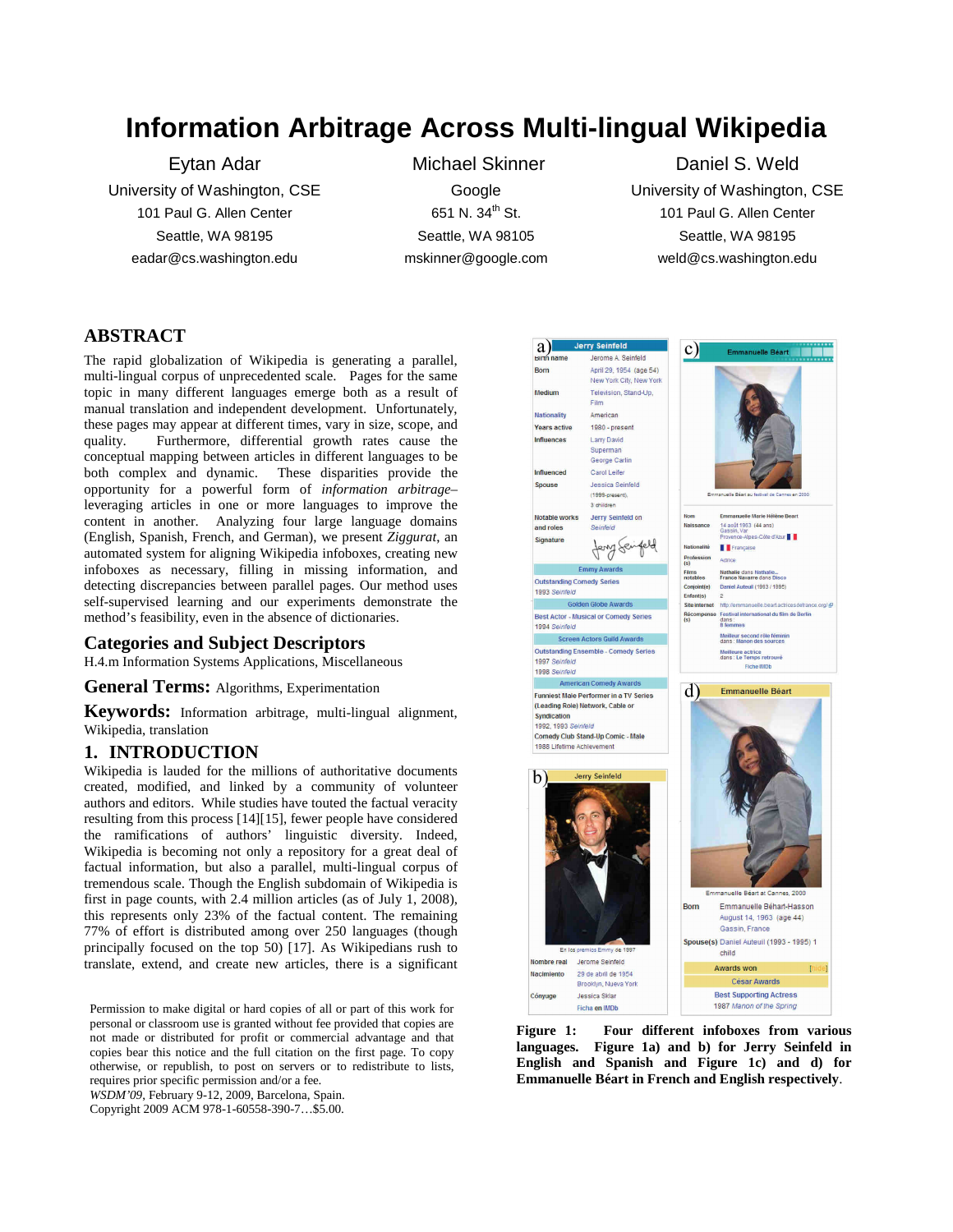# Information Arbitrage Across Multi-lingual Wikipedia

Eytan Adar
University of Washington, CSE
101 Paul G. Allen Center
Seattle, WA 98195
eadar@cs.washington.edu

Michael Skinner
Google
651 N. 34th St.
Seattle, WA 98105
mskinner@google.com

Daniel S. Weld
University of Washington, CSE
101 Paul G. Allen Center
Seattle, WA 98195
weld@cs.washington.edu

## ABSTRACT

The rapid globalization of Wikipedia is generating a parallel, multi-lingual corpus of unprecedented scale. Pages for the same topic in many different languages emerge both as a result of manual translation and independent development. Unfortunately, these pages may appear at different times, vary in size, scope, and quality. Furthermore, differential growth rates cause the conceptual mapping between articles in different languages to be both complex and dynamic. These disparities provide the opportunity for a powerful form of *information arbitrage*–leveraging articles in one or more languages to improve the content in another. Analyzing four large language domains (English, Spanish, French, and German), we present *Ziggurat*, an automated system for aligning Wikipedia infoboxes, creating new infoboxes as necessary, filling in missing information, and detecting discrepancies between parallel pages. Our method uses self-supervised learning and our experiments demonstrate the method's feasibility, even in the absence of dictionaries.

## Categories and Subject Descriptors

H.4.m Information Systems Applications, Miscellaneous

## General Terms: Algorithms, Experimentation

## Keywords: Information arbitrage, multi-lingual alignment, Wikipedia, translation

## 1. INTRODUCTION

Wikipedia is lauded for the millions of authoritative documents created, modified, and linked by a community of volunteer authors and editors. While studies have touted the factual veracity resulting from this process [14][15], fewer people have considered the ramifications of authors' linguistic diversity. Indeed, Wikipedia is becoming not only a repository for a great deal of factual information, but also a parallel, multi-lingual corpus of tremendous scale. Though the English subdomain of Wikipedia is first in page counts, with 2.4 million articles (as of July 1, 2008), this represents only 23% of the factual content. The remaining 77% of effort is distributed among over 250 languages (though principally focused on the top 50) [17]. As Wikipedians rush to translate, extend, and create new articles, there is a significant

**Figure 1: Four different infoboxes from various languages. Figure 1a) and b) for Jerry Seinfeld in English and Spanish and Figure 1c) and d) for Emmanuelle Béart in French and English respectively**.

Permission to make digital or hard copies of all or part of this work for personal or classroom use is granted without fee provided that copies are not made or distributed for profit or commercial advantage and that copies bear this notice and the full citation on the first page. To copy otherwise, or republish, to post on servers or to redistribute to lists, requires prior specific permission and/or a fee.
*WSDM'09*, February 9-12, 2009, Barcelona, Spain.
Copyright 2009 ACM 978-1-60558-390-7…$5.00.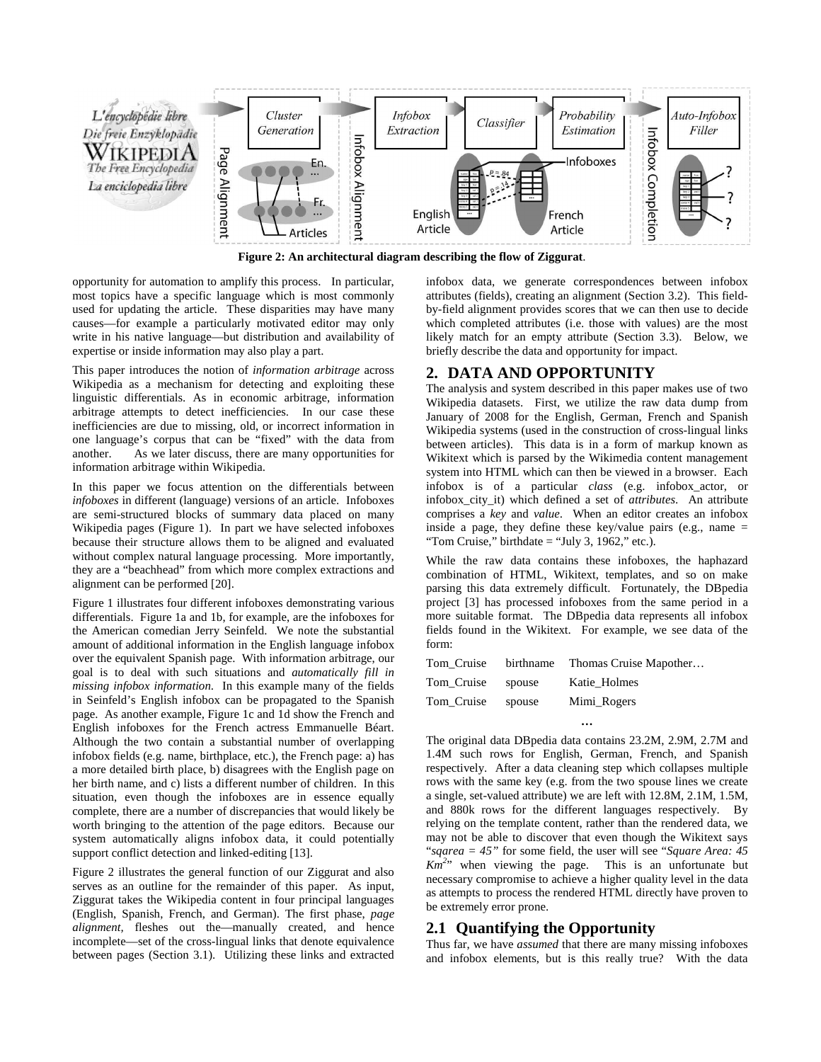**Figure 2: An architectural diagram describing the flow of Ziggurat**.

opportunity for automation to amplify this process. In particular, most topics have a specific language which is most commonly used for updating the article. These disparities may have many causes—for example a particularly motivated editor may only write in his native language—but distribution and availability of expertise or inside information may also play a part.

This paper introduces the notion of *information arbitrage* across Wikipedia as a mechanism for detecting and exploiting these linguistic differentials. As in economic arbitrage, information arbitrage attempts to detect inefficiencies. In our case these inefficiencies are due to missing, old, or incorrect information in one language's corpus that can be "fixed" with the data from another. As we later discuss, there are many opportunities for information arbitrage within Wikipedia.

In this paper we focus attention on the differentials between *infoboxes* in different (language) versions of an article. Infoboxes are semi-structured blocks of summary data placed on many Wikipedia pages (Figure 1). In part we have selected infoboxes because their structure allows them to be aligned and evaluated without complex natural language processing. More importantly, they are a "beachhead" from which more complex extractions and alignment can be performed [20].

Figure 1 illustrates four different infoboxes demonstrating various differentials. Figure 1a and 1b, for example, are the infoboxes for the American comedian Jerry Seinfeld. We note the substantial amount of additional information in the English language infobox over the equivalent Spanish page. With information arbitrage, our goal is to deal with such situations and *automatically fill in missing infobox information.* In this example many of the fields in Seinfeld's English infobox can be propagated to the Spanish page. As another example, Figure 1c and 1d show the French and English infoboxes for the French actress Emmanuelle Béart. Although the two contain a substantial number of overlapping infobox fields (e.g. name, birthplace, etc.), the French page: a) has a more detailed birth place, b) disagrees with the English page on her birth name, and c) lists a different number of children. In this situation, even though the infoboxes are in essence equally complete, there are a number of discrepancies that would likely be worth bringing to the attention of the page editors. Because our system automatically aligns infobox data, it could potentially support conflict detection and linked-editing [13].

Figure 2 illustrates the general function of our Ziggurat and also serves as an outline for the remainder of this paper. As input, Ziggurat takes the Wikipedia content in four principal languages (English, Spanish, French, and German). The first phase, *page alignment*, fleshes out the—manually created, and hence incomplete—set of the cross-lingual links that denote equivalence between pages (Section 3.1). Utilizing these links and extracted infobox data, we generate correspondences between infobox attributes (fields), creating an alignment (Section 3.2). This field-by-field alignment provides scores that we can then use to decide which completed attributes (i.e. those with values) are the most likely match for an empty attribute (Section 3.3). Below, we briefly describe the data and opportunity for impact.

## 2. DATA AND OPPORTUNITY

The analysis and system described in this paper makes use of two Wikipedia datasets. First, we utilize the raw data dump from January of 2008 for the English, German, French and Spanish Wikipedia systems (used in the construction of cross-lingual links between articles). This data is in a form of markup known as Wikitext which is parsed by the Wikimedia content management system into HTML which can then be viewed in a browser. Each infobox is of a particular *class* (e.g. infobox_actor, or infobox_city_it) which defined a set of *attributes*. An attribute comprises a *key* and *value*. When an editor creates an infobox inside a page, they define these key/value pairs (e.g., name = "Tom Cruise," birthdate = "July 3, 1962," etc.).

While the raw data contains these infoboxes, the haphazard combination of HTML, Wikitext, templates, and so on make parsing this data extremely difficult. Fortunately, the DBpedia project [3] has processed infoboxes from the same period in a more suitable format. The DBpedia data represents all infobox fields found in the Wikitext. For example, we see data of the form:

| | | |
|---|---|---|
| Tom_Cruise | birthname | Thomas Cruise Mapother… |
| Tom_Cruise | spouse | Katie_Holmes |
| Tom_Cruise | spouse | Mimi_Rogers |
| | … | |

The original data DBpedia data contains 23.2M, 2.9M, 2.7M and 1.4M such rows for English, German, French, and Spanish respectively. After a data cleaning step which collapses multiple rows with the same key (e.g. from the two spouse lines we create a single, set-valued attribute) we are left with 12.8M, 2.1M, 1.5M, and 880k rows for the different languages respectively. By relying on the template content, rather than the rendered data, we may not be able to discover that even though the Wikitext says "*sqarea = 45"* for some field, the user will see "*Square Area: 45 $Km^2$*" when viewing the page. This is an unfortunate but necessary compromise to achieve a higher quality level in the data as attempts to process the rendered HTML directly have proven to be extremely error prone.

## 2.1 Quantifying the Opportunity

Thus far, we have *assumed* that there are many missing infoboxes and infobox elements, but is this really true? With the data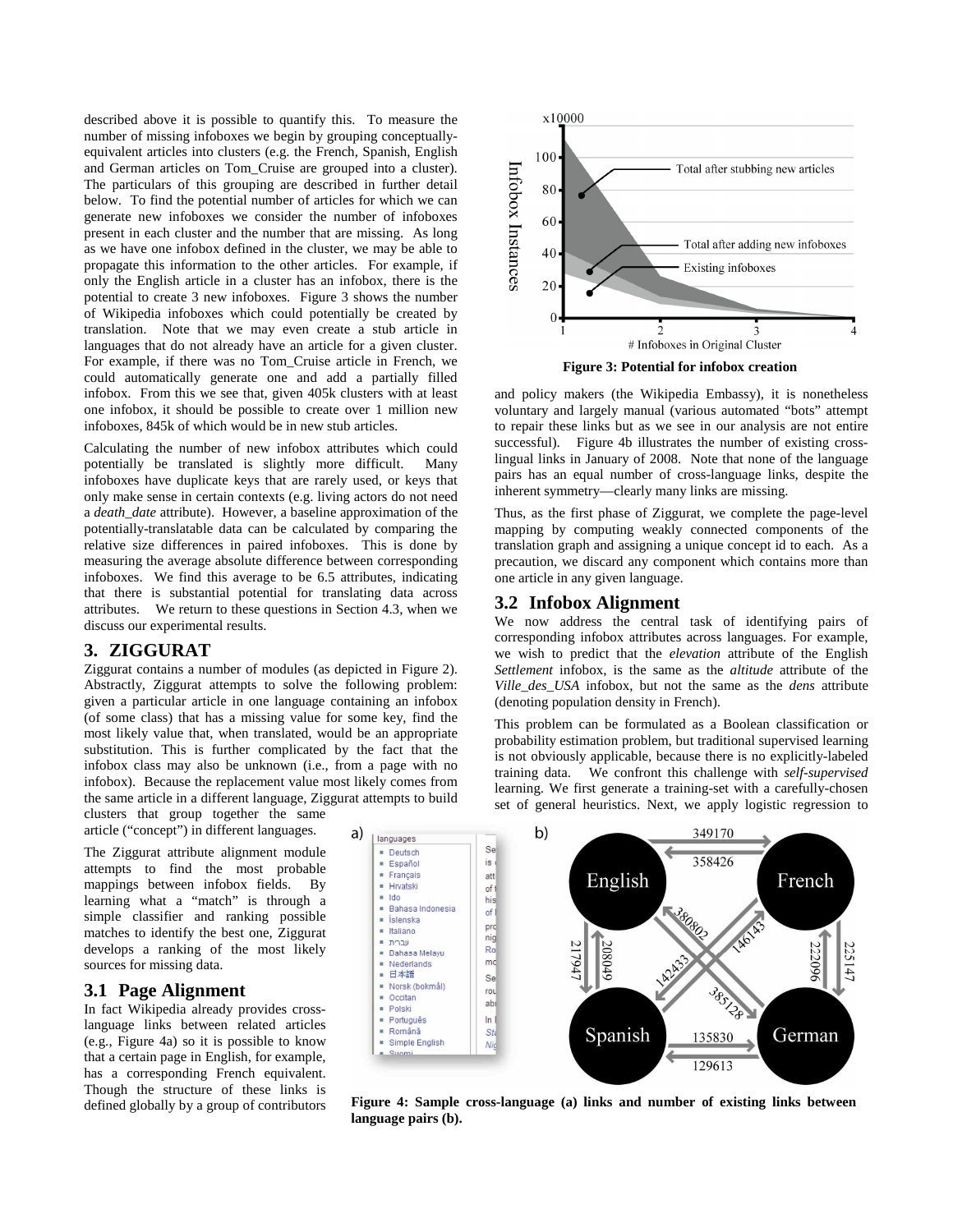described above it is possible to quantify this. To measure the number of missing infoboxes we begin by grouping conceptually-equivalent articles into clusters (e.g. the French, Spanish, English and German articles on Tom_Cruise are grouped into a cluster). The particulars of this grouping are described in further detail below. To find the potential number of articles for which we can generate new infoboxes we consider the number of infoboxes present in each cluster and the number that are missing. As long as we have one infobox defined in the cluster, we may be able to propagate this information to the other articles. For example, if only the English article in a cluster has an infobox, there is the potential to create 3 new infoboxes. Figure 3 shows the number of Wikipedia infoboxes which could potentially be created by translation. Note that we may even create a stub article in languages that do not already have an article for a given cluster. For example, if there was no Tom_Cruise article in French, we could automatically generate one and add a partially filled infobox. From this we see that, given 405k clusters with at least one infobox, it should be possible to create over 1 million new infoboxes, 845k of which would be in new stub articles.

Calculating the number of new infobox attributes which could potentially be translated is slightly more difficult. Many infoboxes have duplicate keys that are rarely used, or keys that only make sense in certain contexts (e.g. living actors do not need a *death_date* attribute). However, a baseline approximation of the potentially-translatable data can be calculated by comparing the relative size differences in paired infoboxes. This is done by measuring the average absolute difference between corresponding infoboxes. We find this average to be 6.5 attributes, indicating that there is substantial potential for translating data across attributes. We return to these questions in Section 4.3, when we discuss our experimental results.

## 3. ZIGGURAT

Ziggurat contains a number of modules (as depicted in Figure 2). Abstractly, Ziggurat attempts to solve the following problem: given a particular article in one language containing an infobox (of some class) that has a missing value for some key, find the most likely value that, when translated, would be an appropriate substitution. This is further complicated by the fact that the infobox class may also be unknown (i.e., from a page with no infobox). Because the replacement value most likely comes from the same article in a different language, Ziggurat attempts to build clusters that group together the same article ("concept") in different languages.

The Ziggurat attribute alignment module attempts to find the most probable mappings between infobox fields. By learning what a "match" is through a simple classifier and ranking possible matches to identify the best one, Ziggurat develops a ranking of the most likely sources for missing data.

### 3.1 Page Alignment

In fact Wikipedia already provides cross-language links between related articles (e.g., Figure 4a) so it is possible to know that a certain page in English, for example, has a corresponding French equivalent. Though the structure of these links is defined globally by a group of contributors and policy makers (the Wikipedia Embassy), it is nonetheless voluntary and largely manual (various automated "bots" attempt to repair these links but as we see in our analysis are not entire successful). Figure 4b illustrates the number of existing cross-lingual links in January of 2008. Note that none of the language pairs has an equal number of cross-language links, despite the inherent symmetry—clearly many links are missing.

Thus, as the first phase of Ziggurat, we complete the page-level mapping by computing weakly connected components of the translation graph and assigning a unique concept id to each. As a precaution, we discard any component which contains more than one article in any given language.

Figure 3: Potential for infobox creation

### 3.2 Infobox Alignment

We now address the central task of identifying pairs of corresponding infobox attributes across languages. For example, we wish to predict that the *elevation* attribute of the English *Settlement* infobox, is the same as the *altitude* attribute of the *Ville_des_USA* infobox, but not the same as the *dens* attribute (denoting population density in French).

This problem can be formulated as a Boolean classification or probability estimation problem, but traditional supervised learning is not obviously applicable, because there is no explicitly-labeled training data. We confront this challenge with *self-supervised* learning. We first generate a training-set with a carefully-chosen set of general heuristics. Next, we apply logistic regression to

Figure 4: Sample cross-language (a) links and number of existing links between language pairs (b).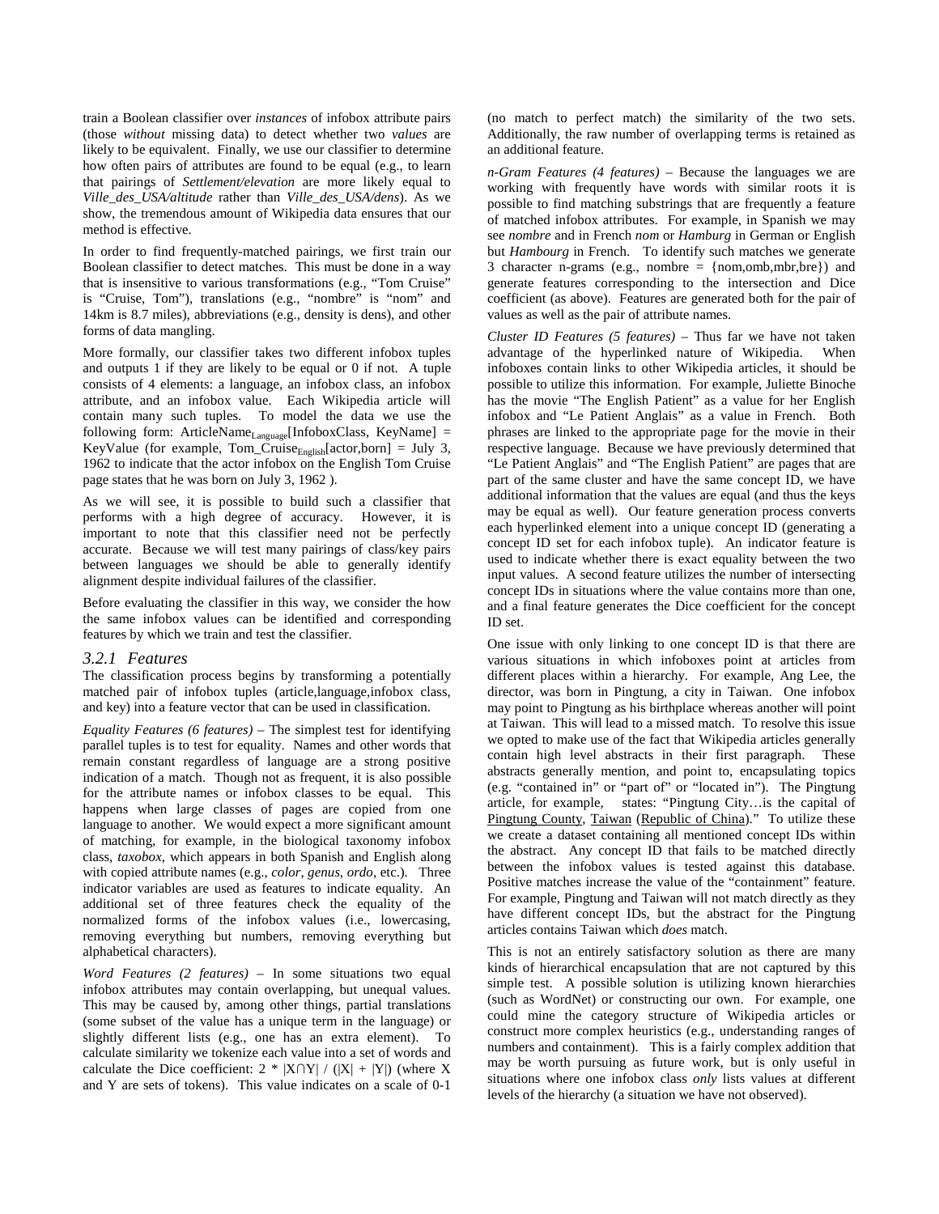train a Boolean classifier over *instances* of infobox attribute pairs (those *without* missing data) to detect whether two *values* are likely to be equivalent. Finally, we use our classifier to determine how often pairs of attributes are found to be equal (e.g., to learn that pairings of *Settlement/elevation* are more likely equal to *Ville_des_USA/altitude* rather than *Ville_des_USA/dens*). As we show, the tremendous amount of Wikipedia data ensures that our method is effective.

In order to find frequently-matched pairings, we first train our Boolean classifier to detect matches. This must be done in a way that is insensitive to various transformations (e.g., "Tom Cruise" is "Cruise, Tom"), translations (e.g., "nombre" is "nom" and 14km is 8.7 miles), abbreviations (e.g., density is dens), and other forms of data mangling.

More formally, our classifier takes two different infobox tuples and outputs 1 if they are likely to be equal or 0 if not. A tuple consists of 4 elements: a language, an infobox class, an infobox attribute, and an infobox value. Each Wikipedia article will contain many such tuples. To model the data we use the following form: $\text{ArticleName}_{\text{Language}}$[InfoboxClass, KeyName] = KeyValue (for example, $\text{Tom\_Cruise}_{\text{English}}$[actor,born] = July 3, 1962 to indicate that the actor infobox on the English Tom Cruise page states that he was born on July 3, 1962 ).

As we will see, it is possible to build such a classifier that performs with a high degree of accuracy. However, it is important to note that this classifier need not be perfectly accurate. Because we will test many pairings of class/key pairs between languages we should be able to generally identify alignment despite individual failures of the classifier.

Before evaluating the classifier in this way, we consider the how the same infobox values can be identified and corresponding features by which we train and test the classifier.

### 3.2.1 Features

The classification process begins by transforming a potentially matched pair of infobox tuples (article,language,infobox class, and key) into a feature vector that can be used in classification.

*Equality Features (6 features)* – The simplest test for identifying parallel tuples is to test for equality. Names and other words that remain constant regardless of language are a strong positive indication of a match. Though not as frequent, it is also possible for the attribute names or infobox classes to be equal. This happens when large classes of pages are copied from one language to another. We would expect a more significant amount of matching, for example, in the biological taxonomy infobox class, *taxobox*, which appears in both Spanish and English along with copied attribute names (e.g., *color*, *genus*, *ordo*, etc.). Three indicator variables are used as features to indicate equality. An additional set of three features check the equality of the normalized forms of the infobox values (i.e., lowercasing, removing everything but numbers, removing everything but alphabetical characters).

*Word Features (2 features)* – In some situations two equal infobox attributes may contain overlapping, but unequal values. This may be caused by, among other things, partial translations (some subset of the value has a unique term in the language) or slightly different lists (e.g., one has an extra element). To calculate similarity we tokenize each value into a set of words and calculate the Dice coefficient: $2 * |X \cap Y| / (|X| + |Y|)$ (where X and Y are sets of tokens). This value indicates on a scale of 0-1 (no match to perfect match) the similarity of the two sets. Additionally, the raw number of overlapping terms is retained as an additional feature.

*n-Gram Features (4 features)* – Because the languages we are working with frequently have words with similar roots it is possible to find matching substrings that are frequently a feature of matched infobox attributes. For example, in Spanish we may see *nombre* and in French *nom* or *Hamburg* in German or English but *Hambourg* in French. To identify such matches we generate 3 character n-grams (e.g., nombre = {nom,omb,mbr,bre}) and generate features corresponding to the intersection and Dice coefficient (as above). Features are generated both for the pair of values as well as the pair of attribute names.

*Cluster ID Features (5 features)* – Thus far we have not taken advantage of the hyperlinked nature of Wikipedia. When infoboxes contain links to other Wikipedia articles, it should be possible to utilize this information. For example, Juliette Binoche has the movie "The English Patient" as a value for her English infobox and "Le Patient Anglais" as a value in French. Both phrases are linked to the appropriate page for the movie in their respective language. Because we have previously determined that "Le Patient Anglais" and "The English Patient" are pages that are part of the same cluster and have the same concept ID, we have additional information that the values are equal (and thus the keys may be equal as well). Our feature generation process converts each hyperlinked element into a unique concept ID (generating a concept ID set for each infobox tuple). An indicator feature is used to indicate whether there is exact equality between the two input values. A second feature utilizes the number of intersecting concept IDs in situations where the value contains more than one, and a final feature generates the Dice coefficient for the concept ID set.

One issue with only linking to one concept ID is that there are various situations in which infoboxes point at articles from different places within a hierarchy. For example, Ang Lee, the director, was born in Pingtung, a city in Taiwan. One infobox may point to Pingtung as his birthplace whereas another will point at Taiwan. This will lead to a missed match. To resolve this issue we opted to make use of the fact that Wikipedia articles generally contain high level abstracts in their first paragraph. These abstracts generally mention, and point to, encapsulating topics (e.g. "contained in" or "part of" or "located in"). The Pingtung article, for example, states: "Pingtung City…is the capital of Pingtung County, Taiwan (Republic of China)." To utilize these we create a dataset containing all mentioned concept IDs within the abstract. Any concept ID that fails to be matched directly between the infobox values is tested against this database. Positive matches increase the value of the "containment" feature. For example, Pingtung and Taiwan will not match directly as they have different concept IDs, but the abstract for the Pingtung articles contains Taiwan which *does* match.

This is not an entirely satisfactory solution as there are many kinds of hierarchical encapsulation that are not captured by this simple test. A possible solution is utilizing known hierarchies (such as WordNet) or constructing our own. For example, one could mine the category structure of Wikipedia articles or construct more complex heuristics (e.g., understanding ranges of numbers and containment). This is a fairly complex addition that may be worth pursuing as future work, but is only useful in situations where one infobox class *only* lists values at different levels of the hierarchy (a situation we have not observed).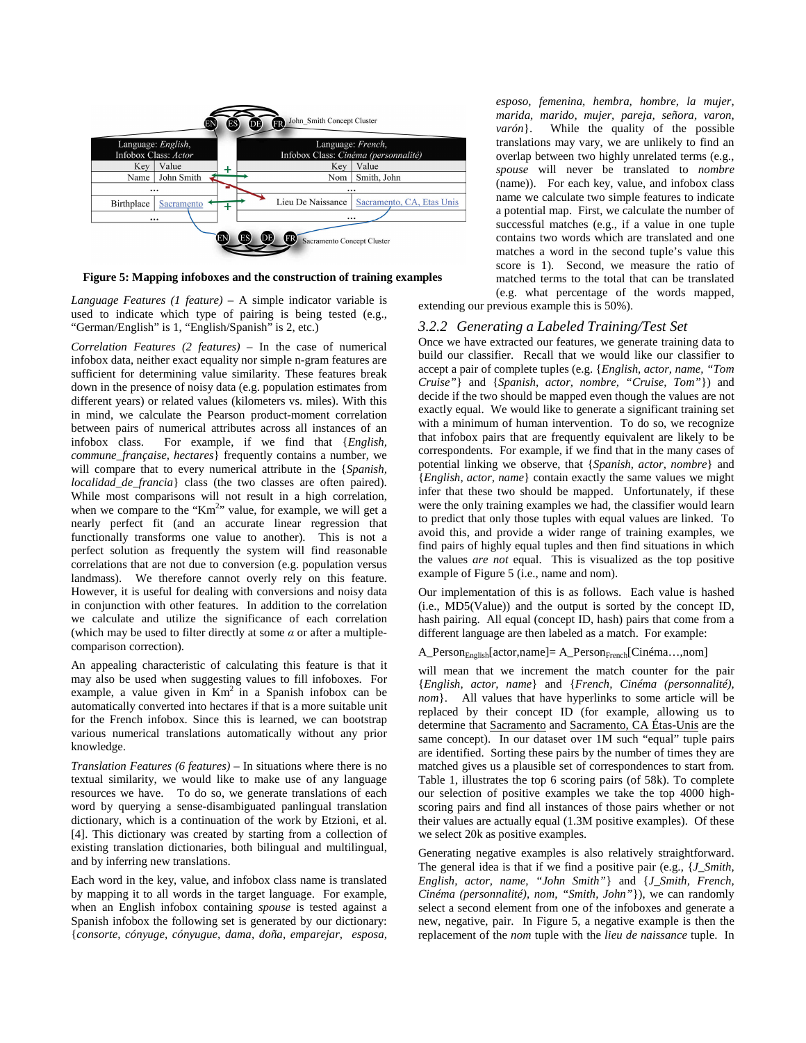Figure 5: Mapping infoboxes and the construction of training examples

*Language Features (1 feature)* – A simple indicator variable is used to indicate which type of pairing is being tested (e.g., "German/English" is 1, "English/Spanish" is 2, etc.)

*Correlation Features (2 features)* – In the case of numerical infobox data, neither exact equality nor simple n-gram features are sufficient for determining value similarity. These features break down in the presence of noisy data (e.g. population estimates from different years) or related values (kilometers vs. miles). With this in mind, we calculate the Pearson product-moment correlation between pairs of numerical attributes across all instances of an infobox class. For example, if we find that {*English, commune_française, hectares*} frequently contains a number, we will compare that to every numerical attribute in the {*Spanish, localidad_de_francia*} class (the two classes are often paired). While most comparisons will not result in a high correlation, when we compare to the "$\text{Km}^2$" value, for example, we will get a nearly perfect fit (and an accurate linear regression that functionally transforms one value to another). This is not a perfect solution as frequently the system will find reasonable correlations that are not due to conversion (e.g. population versus landmass). We therefore cannot overly rely on this feature. However, it is useful for dealing with conversions and noisy data in conjunction with other features. In addition to the correlation we calculate and utilize the significance of each correlation (which may be used to filter directly at some $\alpha$ or after a multiple-comparison correction).

An appealing characteristic of calculating this feature is that it may also be used when suggesting values to fill infoboxes. For example, a value given in $\text{Km}^2$ in a Spanish infobox can be automatically converted into hectares if that is a more suitable unit for the French infobox. Since this is learned, we can bootstrap various numerical translations automatically without any prior knowledge.

*Translation Features (6 features)* – In situations where there is no textual similarity, we would like to make use of any language resources we have. To do so, we generate translations of each word by querying a sense-disambiguated panlingual translation dictionary, which is a continuation of the work by Etzioni, et al. [4]. This dictionary was created by starting from a collection of existing translation dictionaries, both bilingual and multilingual, and by inferring new translations.

Each word in the key, value, and infobox class name is translated by mapping it to all words in the target language. For example, when an English infobox containing *spouse* is tested against a Spanish infobox the following set is generated by our dictionary: {*consorte, cónyuge, cónyugue, dama, doña, emparejar, esposa, esposo, femenina, hembra, hombre, la mujer, marida, marido, mujer, pareja, señora, varon, varón*}. While the quality of the possible translations may vary, we are unlikely to find an overlap between two highly unrelated terms (e.g., *spouse* will never be translated to *nombre* (name)). For each key, value, and infobox class name we calculate two simple features to indicate a potential map. First, we calculate the number of successful matches (e.g., if a value in one tuple contains two words which are translated and one matches a word in the second tuple's value this score is 1). Second, we measure the ratio of matched terms to the total that can be translated (e.g. what percentage of the words mapped, extending our previous example this is 50%).

### 3.2.2 Generating a Labeled Training/Test Set

Once we have extracted our features, we generate training data to build our classifier. Recall that we would like our classifier to accept a pair of complete tuples (e.g. {*English, actor, name, "Tom Cruise"*} and {*Spanish, actor, nombre, "Cruise, Tom"*}) and decide if the two should be mapped even though the values are not exactly equal. We would like to generate a significant training set with a minimum of human intervention. To do so, we recognize that infobox pairs that are frequently equivalent are likely to be correspondents. For example, if we find that in the many cases of potential linking we observe, that {*Spanish, actor, nombre*} and {*English, actor, name*} contain exactly the same values we might infer that these two should be mapped. Unfortunately, if these were the only training examples we had, the classifier would learn to predict that only those tuples with equal values are linked. To avoid this, and provide a wider range of training examples, we find pairs of highly equal tuples and then find situations in which the values *are not* equal. This is visualized as the top positive example of Figure 5 (i.e., name and nom).

Our implementation of this is as follows. Each value is hashed (i.e., MD5(Value)) and the output is sorted by the concept ID, hash pairing. All equal (concept ID, hash) pairs that come from a different language are then labeled as a match. For example:

$\text{A\_Person}_{\text{English}}$[actor,name]= $\text{A\_Person}_{\text{French}}$[Cinéma…,nom]

will mean that we increment the match counter for the pair {*English, actor, name*} and {*French, Cinéma (personnalité), nom*}. All values that have hyperlinks to some article will be replaced by their concept ID (for example, allowing us to determine that Sacramento and Sacramento, CA Étas-Unis are the same concept). In our dataset over 1M such "equal" tuple pairs are identified. Sorting these pairs by the number of times they are matched gives us a plausible set of correspondences to start from. Table 1, illustrates the top 6 scoring pairs (of 58k). To complete our selection of positive examples we take the top 4000 high-scoring pairs and find all instances of those pairs whether or not their values are actually equal (1.3M positive examples). Of these we select 20k as positive examples.

Generating negative examples is also relatively straightforward. The general idea is that if we find a positive pair (e.g., {*J_Smith, English, actor, name, "John Smith"*} and {*J_Smith, French, Cinéma (personnalité), nom, "Smith, John"*}), we can randomly select a second element from one of the infoboxes and generate a new, negative, pair. In Figure 5, a negative example is then the replacement of the *nom* tuple with the *lieu de naissance* tuple. In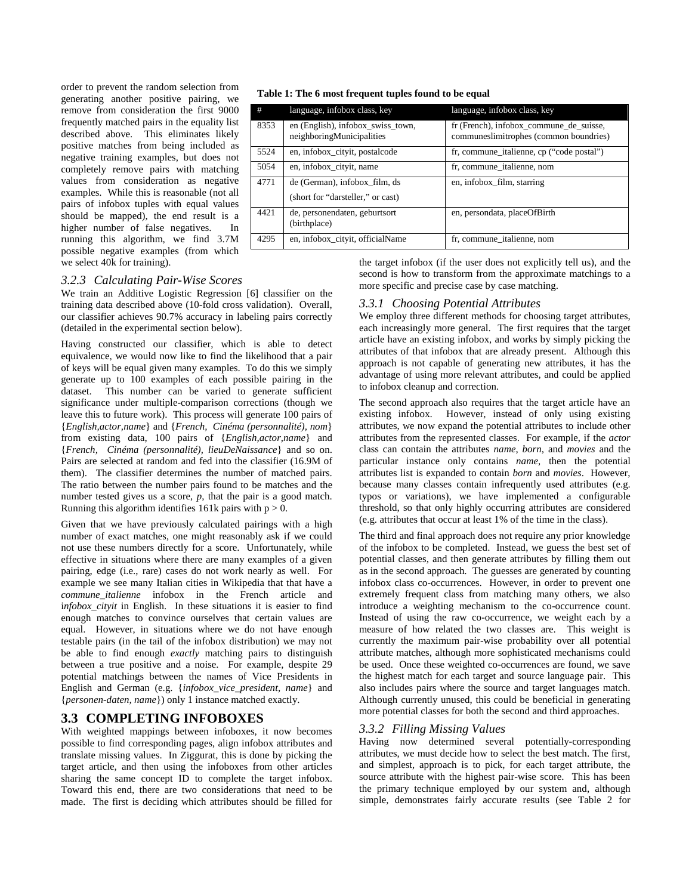order to prevent the random selection from generating another positive pairing, we remove from consideration the first 9000 frequently matched pairs in the equality list described above. This eliminates likely positive matches from being included as negative training examples, but does not completely remove pairs with matching values from consideration as negative examples. While this is reasonable (not all pairs of infobox tuples with equal values should be mapped), the end result is a higher number of false negatives. In running this algorithm, we find 3.7M possible negative examples (from which we select 40k for training).

**Table 1: The 6 most frequent tuples found to be equal**

| # | language, infobox class, key | language, infobox class, key |
|---|---|---|
| 8353 | en (English), infobox_swiss_town, neighboringMunicipalities | fr (French), infobox_commune_de_suisse, communeslimitrophes (common boundries) |
| 5524 | en, infobox_cityit, postalcode | fr, commune_italienne, cp ("code postal") |
| 5054 | en, infobox_cityit, name | fr, commune_italienne, nom |
| 4771 | de (German), infobox_film, ds (short for "darsteller," or cast) | en, infobox_film, starring |
| 4421 | de, personendaten, geburtsort (birthplace) | en, persondata, placeOfBirth |
| 4295 | en, infobox_cityit, officialName | fr, commune_italienne, nom |

### 3.2.3 Calculating Pair-Wise Scores

We train an Additive Logistic Regression [6] classifier on the training data described above (10-fold cross validation). Overall, our classifier achieves 90.7% accuracy in labeling pairs correctly (detailed in the experimental section below).

Having constructed our classifier, which is able to detect equivalence, we would now like to find the likelihood that a pair of keys will be equal given many examples. To do this we simply generate up to 100 examples of each possible pairing in the dataset. This number can be varied to generate sufficient significance under multiple-comparison corrections (though we leave this to future work). This process will generate 100 pairs of {*English,actor,name*} and {*French, Cinéma (personnalité), nom*} from existing data, 100 pairs of {*English,actor,name*} and {*French, Cinéma (personnalité), lieuDeNaissance*} and so on. Pairs are selected at random and fed into the classifier (16.9M of them). The classifier determines the number of matched pairs. The ratio between the number pairs found to be matches and the number tested gives us a score, $p$, that the pair is a good match. Running this algorithm identifies 161k pairs with $p > 0$.

Given that we have previously calculated pairings with a high number of exact matches, one might reasonably ask if we could not use these numbers directly for a score. Unfortunately, while effective in situations where there are many examples of a given pairing, edge (i.e., rare) cases do not work nearly as well. For example we see many Italian cities in Wikipedia that that have a *commune_italienne* infobox in the French article and *infobox_cityit* in English. In these situations it is easier to find enough matches to convince ourselves that certain values are equal. However, in situations where we do not have enough testable pairs (in the tail of the infobox distribution) we may not be able to find enough *exactly* matching pairs to distinguish between a true positive and a noise. For example, despite 29 potential matchings between the names of Vice Presidents in English and German (e.g. {*infobox_vice_president, name*} and {*personen-daten, name*}) only 1 instance matched exactly.

## 3.3 COMPLETING INFOBOXES

With weighted mappings between infoboxes, it now becomes possible to find corresponding pages, align infobox attributes and translate missing values. In Ziggurat, this is done by picking the target article, and then using the infoboxes from other articles sharing the same concept ID to complete the target infobox. Toward this end, there are two considerations that need to be made. The first is deciding which attributes should be filled for the target infobox (if the user does not explicitly tell us), and the second is how to transform from the approximate matchings to a more specific and precise case by case matching.

### 3.3.1 Choosing Potential Attributes

We employ three different methods for choosing target attributes, each increasingly more general. The first requires that the target article have an existing infobox, and works by simply picking the attributes of that infobox that are already present. Although this approach is not capable of generating new attributes, it has the advantage of using more relevant attributes, and could be applied to infobox cleanup and correction.

The second approach also requires that the target article have an existing infobox. However, instead of only using existing attributes, we now expand the potential attributes to include other attributes from the represented classes. For example, if the *actor* class can contain the attributes *name*, *born*, and *movies* and the particular instance only contains *name*, then the potential attributes list is expanded to contain *born* and *movies*. However, because many classes contain infrequently used attributes (e.g. typos or variations), we have implemented a configurable threshold, so that only highly occurring attributes are considered (e.g. attributes that occur at least 1% of the time in the class).

The third and final approach does not require any prior knowledge of the infobox to be completed. Instead, we guess the best set of potential classes, and then generate attributes by filling them out as in the second approach. The guesses are generated by counting infobox class co-occurrences. However, in order to prevent one extremely frequent class from matching many others, we also introduce a weighting mechanism to the co-occurrence count. Instead of using the raw co-occurrence, we weight each by a measure of how related the two classes are. This weight is currently the maximum pair-wise probability over all potential attribute matches, although more sophisticated mechanisms could be used. Once these weighted co-occurrences are found, we save the highest match for each target and source language pair. This also includes pairs where the source and target languages match. Although currently unused, this could be beneficial in generating more potential classes for both the second and third approaches.

### 3.3.2 Filling Missing Values

Having now determined several potentially-corresponding attributes, we must decide how to select the best match. The first, and simplest, approach is to pick, for each target attribute, the source attribute with the highest pair-wise score. This has been the primary technique employed by our system and, although simple, demonstrates fairly accurate results (see Table 2 for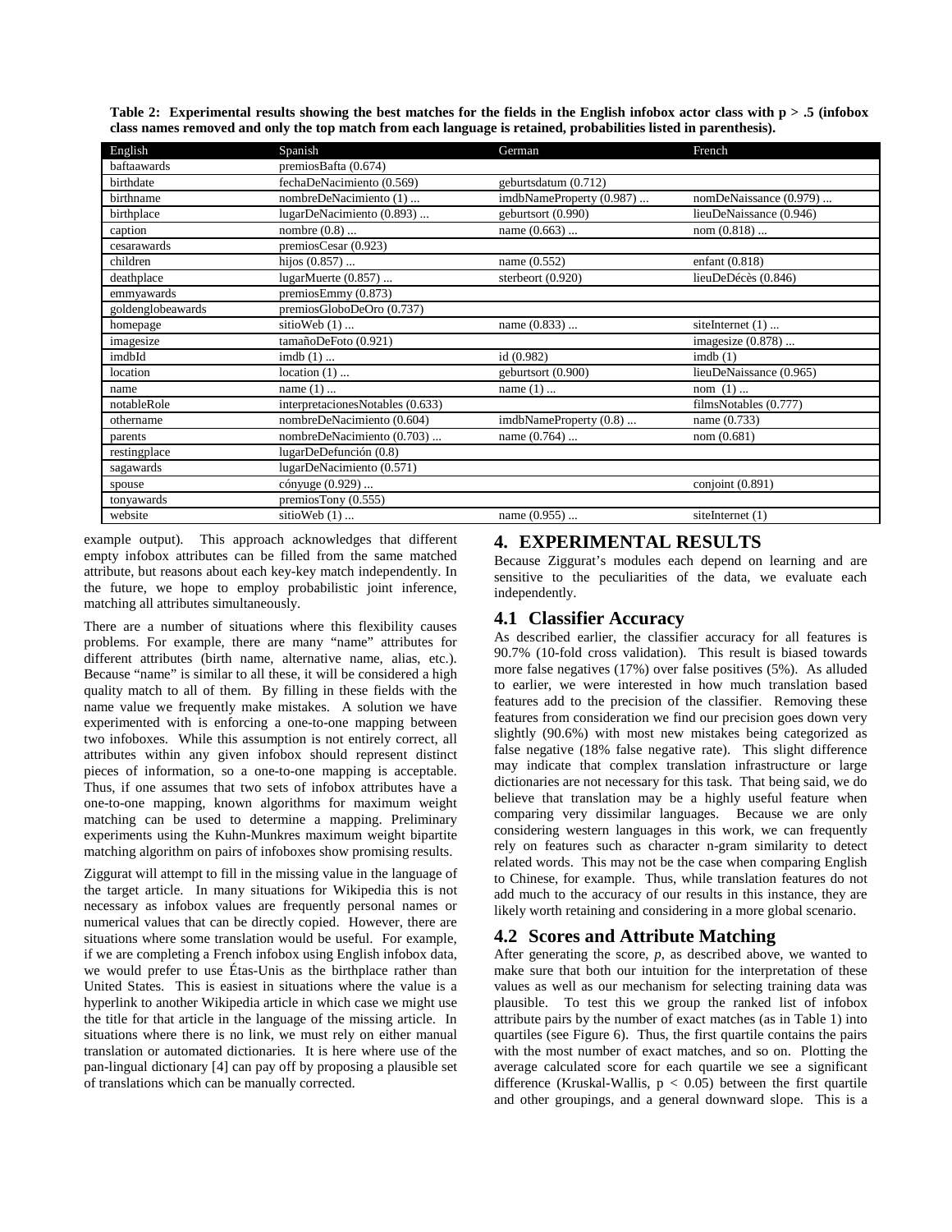**Table 2: Experimental results showing the best matches for the fields in the English infobox actor class with p > .5 (infobox class names removed and only the top match from each language is retained, probabilities listed in parenthesis).**

| English | Spanish | German | French |
|---|---|---|---|
| baftaawards | premiosBafta (0.674) | | |
| birthdate | fechaDeNacimiento (0.569) | geburtsdatum (0.712) | |
| birthname | nombreDeNacimiento (1) ... | imdbNameProperty (0.987) ... | nomDeNaissance (0.979) ... |
| birthplace | lugarDeNacimiento (0.893) ... | geburtsort (0.990) | lieuDeNaissance (0.946) |
| caption | nombre (0.8) ... | name (0.663) ... | nom (0.818) ... |
| cesarawards | premiosCesar (0.923) | | |
| children | hijos (0.857) ... | name (0.552) | enfant (0.818) |
| deathplace | lugarMuerte (0.857) ... | sterbeort (0.920) | lieuDeDécès (0.846) |
| emmyawards | premiosEmmy (0.873) | | |
| goldenglobeawards | premiosGloboDeOro (0.737) | | |
| homepage | sitioWeb (1) ... | name (0.833) ... | siteInternet (1) ... |
| imagesize | tamañoDeFoto (0.921) | | imagesize (0.878) ... |
| imdbId | imdb (1) ... | id (0.982) | imdb (1) |
| location | location (1) ... | geburtsort (0.900) | lieuDeNaissance (0.965) |
| name | name (1) ... | name (1) ... | nom (1) ... |
| notableRole | interpretacionesNotables (0.633) | | filmsNotables (0.777) |
| othername | nombreDeNacimiento (0.604) | imdbNameProperty (0.8) ... | name (0.733) |
| parents | nombreDeNacimiento (0.703) ... | name (0.764) ... | nom (0.681) |
| restingplace | lugarDeDefunción (0.8) | | |
| sagawards | lugarDeNacimiento (0.571) | | |
| spouse | cónyuge (0.929) ... | | conjoint (0.891) |
| tonyawards | premiosTony (0.555) | | |
| website | sitioWeb (1) ... | name (0.955) ... | siteInternet (1) |

example output). This approach acknowledges that different empty infobox attributes can be filled from the same matched attribute, but reasons about each key-key match independently. In the future, we hope to employ probabilistic joint inference, matching all attributes simultaneously.

There are a number of situations where this flexibility causes problems. For example, there are many "name" attributes for different attributes (birth name, alternative name, alias, etc.). Because "name" is similar to all these, it will be considered a high quality match to all of them. By filling in these fields with the name value we frequently make mistakes. A solution we have experimented with is enforcing a one-to-one mapping between two infoboxes. While this assumption is not entirely correct, all attributes within any given infobox should represent distinct pieces of information, so a one-to-one mapping is acceptable. Thus, if one assumes that two sets of infobox attributes have a one-to-one mapping, known algorithms for maximum weight matching can be used to determine a mapping. Preliminary experiments using the Kuhn-Munkres maximum weight bipartite matching algorithm on pairs of infoboxes show promising results.

Ziggurat will attempt to fill in the missing value in the language of the target article. In many situations for Wikipedia this is not necessary as infobox values are frequently personal names or numerical values that can be directly copied. However, there are situations where some translation would be useful. For example, if we are completing a French infobox using English infobox data, we would prefer to use Étas-Unis as the birthplace rather than United States. This is easiest in situations where the value is a hyperlink to another Wikipedia article in which case we might use the title for that article in the language of the missing article. In situations where there is no link, we must rely on either manual translation or automated dictionaries. It is here where use of the pan-lingual dictionary [4] can pay off by proposing a plausible set of translations which can be manually corrected.

## 4. EXPERIMENTAL RESULTS

Because Ziggurat's modules each depend on learning and are sensitive to the peculiarities of the data, we evaluate each independently.

### 4.1 Classifier Accuracy

As described earlier, the classifier accuracy for all features is 90.7% (10-fold cross validation). This result is biased towards more false negatives (17%) over false positives (5%). As alluded to earlier, we were interested in how much translation based features add to the precision of the classifier. Removing these features from consideration we find our precision goes down very slightly (90.6%) with most new mistakes being categorized as false negative (18% false negative rate). This slight difference may indicate that complex translation infrastructure or large dictionaries are not necessary for this task. That being said, we do believe that translation may be a highly useful feature when comparing very dissimilar languages. Because we are only considering western languages in this work, we can frequently rely on features such as character n-gram similarity to detect related words. This may not be the case when comparing English to Chinese, for example. Thus, while translation features do not add much to the accuracy of our results in this instance, they are likely worth retaining and considering in a more global scenario.

### 4.2 Scores and Attribute Matching

After generating the score, $p$, as described above, we wanted to make sure that both our intuition for the interpretation of these values as well as our mechanism for selecting training data was plausible. To test this we group the ranked list of infobox attribute pairs by the number of exact matches (as in Table 1) into quartiles (see Figure 6). Thus, the first quartile contains the pairs with the most number of exact matches, and so on. Plotting the average calculated score for each quartile we see a significant difference (Kruskal-Wallis, $p < 0.05$) between the first quartile and other groupings, and a general downward slope. This is a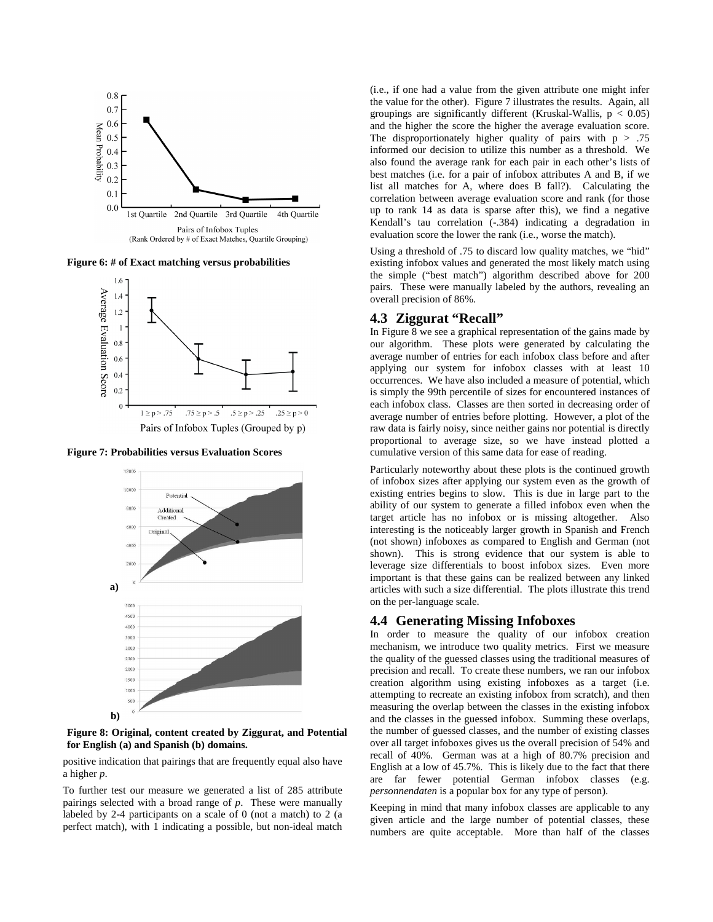Figure 6: # of Exact matching versus probabilities

Figure 7: Probabilities versus Evaluation Scores

Figure 8: Original, content created by Ziggurat, and Potential for English (a) and Spanish (b) domains.

positive indication that pairings that are frequently equal also have a higher *p*.

To further test our measure we generated a list of 285 attribute pairings selected with a broad range of *p*. These were manually labeled by 2-4 participants on a scale of 0 (not a match) to 2 (a perfect match), with 1 indicating a possible, but non-ideal match (i.e., if one had a value from the given attribute one might infer the value for the other). Figure 7 illustrates the results. Again, all groupings are significantly different (Kruskal-Wallis, $p < 0.05$) and the higher the score the higher the average evaluation score. The disproportionately higher quality of pairs with $p > .75$ informed our decision to utilize this number as a threshold. We also found the average rank for each pair in each other's lists of best matches (i.e. for a pair of infobox attributes A and B, if we list all matches for A, where does B fall?). Calculating the correlation between average evaluation score and rank (for those up to rank 14 as data is sparse after this), we find a negative Kendall's tau correlation (-.384) indicating a degradation in evaluation score the lower the rank (i.e., worse the match).

Using a threshold of .75 to discard low quality matches, we "hid" existing infobox values and generated the most likely match using the simple ("best match") algorithm described above for 200 pairs. These were manually labeled by the authors, revealing an overall precision of 86%.

## 4.3 Ziggurat "Recall"

In Figure 8 we see a graphical representation of the gains made by our algorithm. These plots were generated by calculating the average number of entries for each infobox class before and after applying our system for infobox classes with at least 10 occurrences. We have also included a measure of potential, which is simply the 99th percentile of sizes for encountered instances of each infobox class. Classes are then sorted in decreasing order of average number of entries before plotting. However, a plot of the raw data is fairly noisy, since neither gains nor potential is directly proportional to average size, so we have instead plotted a cumulative version of this same data for ease of reading.

Particularly noteworthy about these plots is the continued growth of infobox sizes after applying our system even as the growth of existing entries begins to slow. This is due in large part to the ability of our system to generate a filled infobox even when the target article has no infobox or is missing altogether. Also interesting is the noticeably larger growth in Spanish and French (not shown) infoboxes as compared to English and German (not shown). This is strong evidence that our system is able to leverage size differentials to boost infobox sizes. Even more important is that these gains can be realized between any linked articles with such a size differential. The plots illustrate this trend on the per-language scale.

## 4.4 Generating Missing Infoboxes

In order to measure the quality of our infobox creation mechanism, we introduce two quality metrics. First we measure the quality of the guessed classes using the traditional measures of precision and recall. To create these numbers, we ran our infobox creation algorithm using existing infoboxes as a target (i.e. attempting to recreate an existing infobox from scratch), and then measuring the overlap between the classes in the existing infobox and the classes in the guessed infobox. Summing these overlaps, the number of guessed classes, and the number of existing classes over all target infoboxes gives us the overall precision of 54% and recall of 40%. German was at a high of 80.7% precision and English at a low of 45.7%. This is likely due to the fact that there are far fewer potential German infobox classes (e.g. *personnendaten* is a popular box for any type of person).

Keeping in mind that many infobox classes are applicable to any given article and the large number of potential classes, these numbers are quite acceptable. More than half of the classes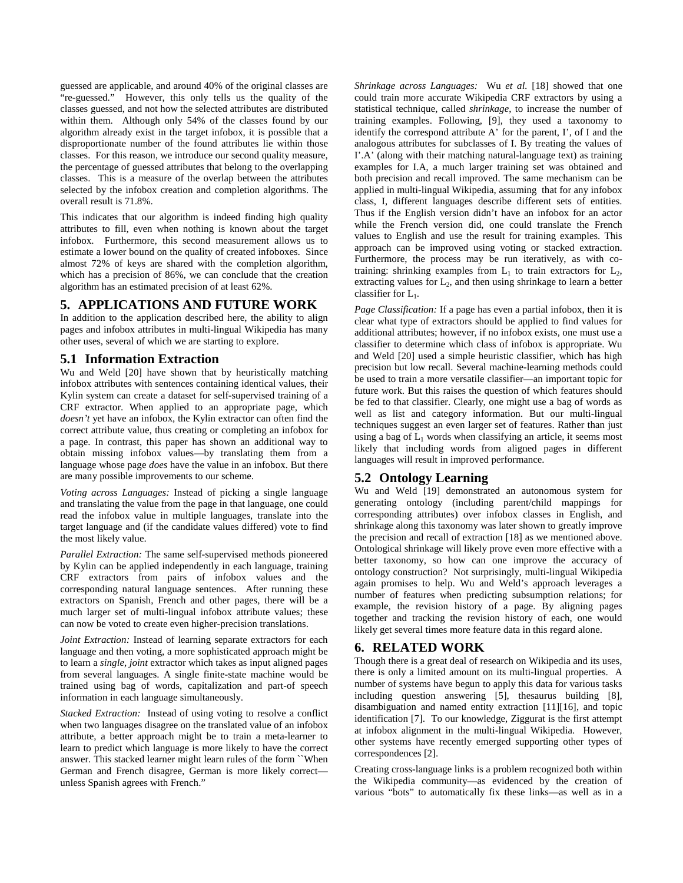guessed are applicable, and around 40% of the original classes are "re-guessed." However, this only tells us the quality of the classes guessed, and not how the selected attributes are distributed within them. Although only 54% of the classes found by our algorithm already exist in the target infobox, it is possible that a disproportionate number of the found attributes lie within those classes. For this reason, we introduce our second quality measure, the percentage of guessed attributes that belong to the overlapping classes. This is a measure of the overlap between the attributes selected by the infobox creation and completion algorithms. The overall result is 71.8%.

This indicates that our algorithm is indeed finding high quality attributes to fill, even when nothing is known about the target infobox. Furthermore, this second measurement allows us to estimate a lower bound on the quality of created infoboxes. Since almost 72% of keys are shared with the completion algorithm, which has a precision of 86%, we can conclude that the creation algorithm has an estimated precision of at least 62%.

## 5. APPLICATIONS AND FUTURE WORK

In addition to the application described here, the ability to align pages and infobox attributes in multi-lingual Wikipedia has many other uses, several of which we are starting to explore.

### 5.1 Information Extraction

Wu and Weld [20] have shown that by heuristically matching infobox attributes with sentences containing identical values, their Kylin system can create a dataset for self-supervised training of a CRF extractor. When applied to an appropriate page, which *doesn't* yet have an infobox, the Kylin extractor can often find the correct attribute value, thus creating or completing an infobox for a page. In contrast, this paper has shown an additional way to obtain missing infobox values—by translating them from a language whose page *does* have the value in an infobox. But there are many possible improvements to our scheme.

*Voting across Languages:* Instead of picking a single language and translating the value from the page in that language, one could read the infobox value in multiple languages, translate into the target language and (if the candidate values differed) vote to find the most likely value.

*Parallel Extraction:* The same self-supervised methods pioneered by Kylin can be applied independently in each language, training CRF extractors from pairs of infobox values and the corresponding natural language sentences. After running these extractors on Spanish, French and other pages, there will be a much larger set of multi-lingual infobox attribute values; these can now be voted to create even higher-precision translations.

*Joint Extraction:* Instead of learning separate extractors for each language and then voting, a more sophisticated approach might be to learn a *single, joint* extractor which takes as input aligned pages from several languages. A single finite-state machine would be trained using bag of words, capitalization and part-of speech information in each language simultaneously.

*Stacked Extraction:* Instead of using voting to resolve a conflict when two languages disagree on the translated value of an infobox attribute, a better approach might be to train a meta-learner to learn to predict which language is more likely to have the correct answer. This stacked learner might learn rules of the form ``When German and French disagree, German is more likely correct—unless Spanish agrees with French."

*Shrinkage across Languages:* Wu *et al.* [18] showed that one could train more accurate Wikipedia CRF extractors by using a statistical technique, called *shrinkage*, to increase the number of training examples. Following, [9], they used a taxonomy to identify the correspond attribute A' for the parent, I', of I and the analogous attributes for subclasses of I. By treating the values of I'.A' (along with their matching natural-language text) as training examples for I.A, a much larger training set was obtained and both precision and recall improved. The same mechanism can be applied in multi-lingual Wikipedia, assuming that for any infobox class, I, different languages describe different sets of entities. Thus if the English version didn't have an infobox for an actor while the French version did, one could translate the French values to English and use the result for training examples. This approach can be improved using voting or stacked extraction. Furthermore, the process may be run iteratively, as with co-training: shrinking examples from $L_1$ to train extractors for $L_2$, extracting values for $L_2$, and then using shrinkage to learn a better classifier for $L_1$.

*Page Classification:* If a page has even a partial infobox, then it is clear what type of extractors should be applied to find values for additional attributes; however, if no infobox exists, one must use a classifier to determine which class of infobox is appropriate. Wu and Weld [20] used a simple heuristic classifier, which has high precision but low recall. Several machine-learning methods could be used to train a more versatile classifier—an important topic for future work. But this raises the question of which features should be fed to that classifier. Clearly, one might use a bag of words as well as list and category information. But our multi-lingual techniques suggest an even larger set of features. Rather than just using a bag of $L_1$ words when classifying an article, it seems most likely that including words from aligned pages in different languages will result in improved performance.

### 5.2 Ontology Learning

Wu and Weld [19] demonstrated an autonomous system for generating ontology (including parent/child mappings for corresponding attributes) over infobox classes in English, and shrinkage along this taxonomy was later shown to greatly improve the precision and recall of extraction [18] as we mentioned above. Ontological shrinkage will likely prove even more effective with a better taxonomy, so how can one improve the accuracy of ontology construction? Not surprisingly, multi-lingual Wikipedia again promises to help. Wu and Weld's approach leverages a number of features when predicting subsumption relations; for example, the revision history of a page. By aligning pages together and tracking the revision history of each, one would likely get several times more feature data in this regard alone.

## 6. RELATED WORK

Though there is a great deal of research on Wikipedia and its uses, there is only a limited amount on its multi-lingual properties. A number of systems have begun to apply this data for various tasks including question answering [5], thesaurus building [8], disambiguation and named entity extraction [11][16], and topic identification [7]. To our knowledge, Ziggurat is the first attempt at infobox alignment in the multi-lingual Wikipedia. However, other systems have recently emerged supporting other types of correspondences [2].

Creating cross-language links is a problem recognized both within the Wikipedia community—as evidenced by the creation of various "bots" to automatically fix these links—as well as in a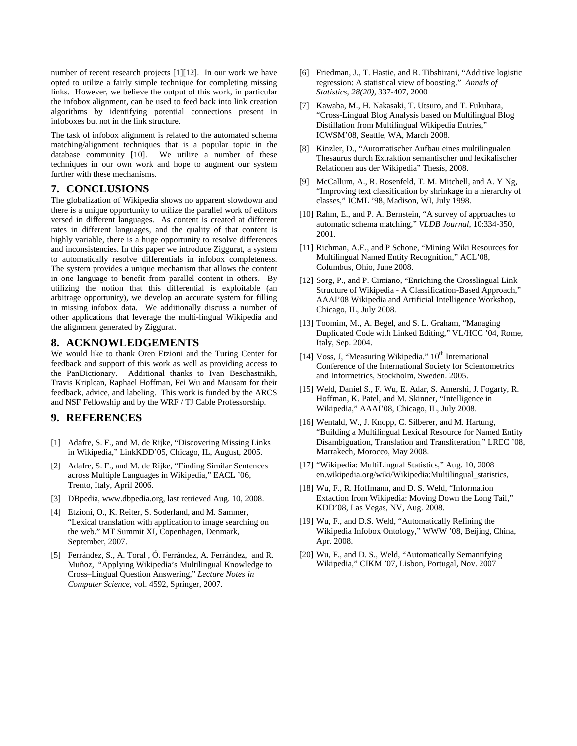number of recent research projects [1][12]. In our work we have opted to utilize a fairly simple technique for completing missing links. However, we believe the output of this work, in particular the infobox alignment, can be used to feed back into link creation algorithms by identifying potential connections present in infoboxes but not in the link structure.

The task of infobox alignment is related to the automated schema matching/alignment techniques that is a popular topic in the database community [10]. We utilize a number of these techniques in our own work and hope to augment our system further with these mechanisms.

## 7. CONCLUSIONS

The globalization of Wikipedia shows no apparent slowdown and there is a unique opportunity to utilize the parallel work of editors versed in different languages. As content is created at different rates in different languages, and the quality of that content is highly variable, there is a huge opportunity to resolve differences and inconsistencies. In this paper we introduce Ziggurat, a system to automatically resolve differentials in infobox completeness. The system provides a unique mechanism that allows the content in one language to benefit from parallel content in others. By utilizing the notion that this differential is exploitable (an arbitrage opportunity), we develop an accurate system for filling in missing infobox data. We additionally discuss a number of other applications that leverage the multi-lingual Wikipedia and the alignment generated by Ziggurat.

## 8. ACKNOWLEDGEMENTS

We would like to thank Oren Etzioni and the Turing Center for feedback and support of this work as well as providing access to the PanDictionary. Additional thanks to Ivan Beschastnikh, Travis Kriplean, Raphael Hoffman, Fei Wu and Mausam for their feedback, advice, and labeling. This work is funded by the ARCS and NSF Fellowship and by the WRF / TJ Cable Professorship.

## 9. REFERENCES

[1] Adafre, S. F., and M. de Rijke, "Discovering Missing Links in Wikipedia," LinkKDD'05, Chicago, IL, August, 2005.

[2] Adafre, S. F., and M. de Rijke, "Finding Similar Sentences across Multiple Languages in Wikipedia," EACL '06, Trento, Italy, April 2006.

[3] DBpedia, www.dbpedia.org, last retrieved Aug. 10, 2008.

[4] Etzioni, O., K. Reiter, S. Soderland, and M. Sammer, "Lexical translation with application to image searching on the web." MT Summit XI, Copenhagen, Denmark, September, 2007.

[5] Ferrández, S., A. Toral , Ó. Ferrández, A. Ferrández, and R. Muñoz, "Applying Wikipedia's Multilingual Knowledge to Cross–Lingual Question Answering," *Lecture Notes in Computer Science*, vol. 4592, Springer, 2007.

[6] Friedman, J., T. Hastie, and R. Tibshirani, "Additive logistic regression: A statistical view of boosting." *Annals of Statistics, 28(20)*, 337-407, 2000

[7] Kawaba, M., H. Nakasaki, T. Utsuro, and T. Fukuhara, "Cross-Lingual Blog Analysis based on Multilingual Blog Distillation from Multilingual Wikipedia Entries," ICWSM'08, Seattle, WA, March 2008.

[8] Kinzler, D., "Automatischer Aufbau eines multilingualen Thesaurus durch Extraktion semantischer und lexikalischer Relationen aus der Wikipedia" Thesis, 2008.

[9] McCallum, A., R. Rosenfeld, T. M. Mitchell, and A. Y Ng, "Improving text classification by shrinkage in a hierarchy of classes," ICML '98, Madison, WI, July 1998.

[10] Rahm, E., and P. A. Bernstein, "A survey of approaches to automatic schema matching," *VLDB Journal*, 10:334-350, 2001.

[11] Richman, A.E., and P Schone, "Mining Wiki Resources for Multilingual Named Entity Recognition," ACL'08, Columbus, Ohio, June 2008.

[12] Sorg, P., and P. Cimiano, "Enriching the Crosslingual Link Structure of Wikipedia - A Classification-Based Approach," AAAI'08 Wikipedia and Artificial Intelligence Workshop, Chicago, IL, July 2008.

[13] Toomim, M., A. Begel, and S. L. Graham, "Managing Duplicated Code with Linked Editing," VL/HCC '04, Rome, Italy, Sep. 2004.

[14] Voss, J, "Measuring Wikipedia." 10th International Conference of the International Society for Scientometrics and Informetrics, Stockholm, Sweden. 2005.

[15] Weld, Daniel S., F. Wu, E. Adar, S. Amershi, J. Fogarty, R. Hoffman, K. Patel, and M. Skinner, "Intelligence in Wikipedia," AAAI'08, Chicago, IL, July 2008.

[16] Wentald, W., J. Knopp, C. Silberer, and M. Hartung, "Building a Multilingual Lexical Resource for Named Entity Disambiguation, Translation and Transliteration," LREC '08, Marrakech, Morocco, May 2008.

[17] "Wikipedia: MultiLingual Statistics," Aug. 10, 2008 en.wikipedia.org/wiki/Wikipedia:Multilingual_statistics,

[18] Wu, F., R. Hoffmann, and D. S. Weld, "Information Extaction from Wikipedia: Moving Down the Long Tail," KDD'08, Las Vegas, NV, Aug. 2008.

[19] Wu, F., and D.S. Weld, "Automatically Refining the Wikipedia Infobox Ontology," WWW '08, Beijing, China, Apr. 2008.

[20] Wu, F., and D. S., Weld, "Automatically Semantifying Wikipedia," CIKM '07, Lisbon, Portugal, Nov. 2007